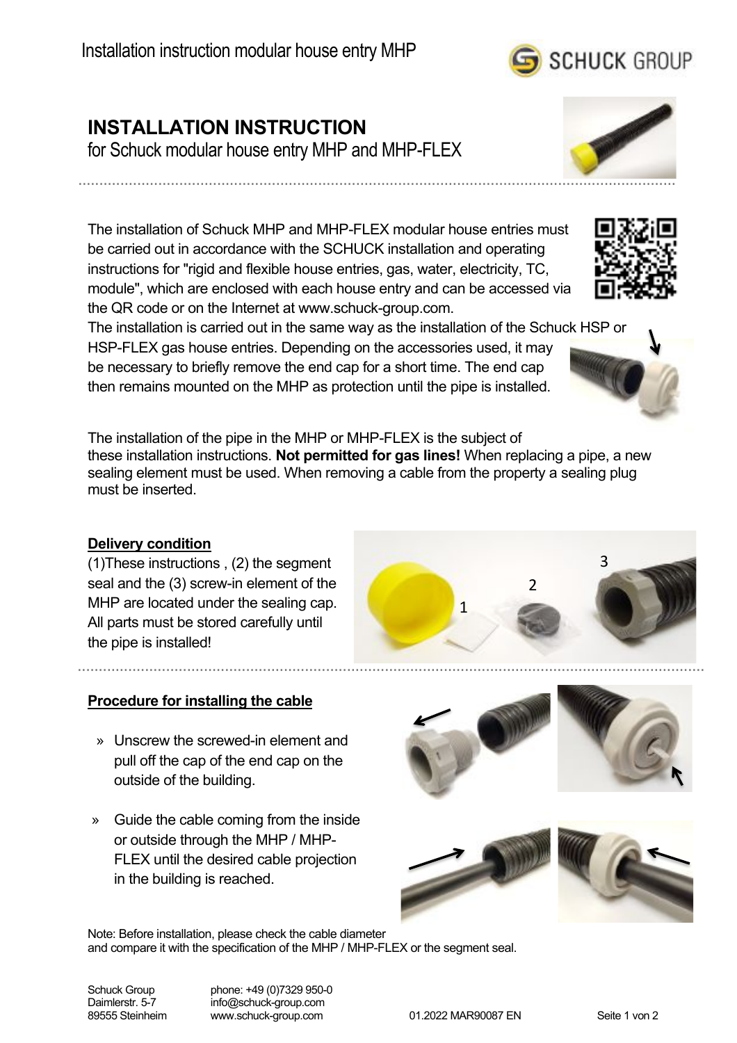Installation instruction modular house entry MHP

# INSTALLATION INSTRUCTION

for Schuck modular house entry MHP and MHP-FLEX

The installation of Schuck MHP and MHP-FLEX modular house entries must be carried out in accordance with the SCHUCK installation and operating instructions for "rigid and flexible house entries, gas, water, electricity, TC, module", which are enclosed with each house entry and can be accessed via the QR code or on the Internet at www.schuck-group.com.

The installation is carried out in the same way as the installation of the Schuck HSP or HSP-FLEX gas house entries. Depending on the accessories used, it may be necessary to briefly remove the end cap for a short time. The end cap then remains mounted on the MHP as protection until the pipe is installed.

The installation of the pipe in the MHP or MHP-FLEX is the subject of these installation instructions. **Not permitted for gas lines!** When replacing a pipe, a new sealing element must be used. When removing a cable from the property a sealing plug must be inserted.

## Delivery condition

(1)These instructions , (2) the segment seal and the (3) screw-in element of the MHP are located under the sealing cap. All parts must be stored carefully until the pipe is installed!

## Procedure for installing the cable

- Unscrew the screwed-in element and pull off the cap of the end cap on the outside of the building.
- Guide the cable coming from the inside or outside through the MHP / MHP-FLEX until the desired cable projection in the building is reached.

Note: Before installation, please check the cable diameter and compare it with the specification of the MHP / MHP-FLEX or the segment seal.

Schuck Group
Daimlerstr. 5-7
89555 Steinheim

phone: +49 (0)7329 950-0
info@schuck-group.com
www.schuck-group.com

01.2022 MAR90087 EN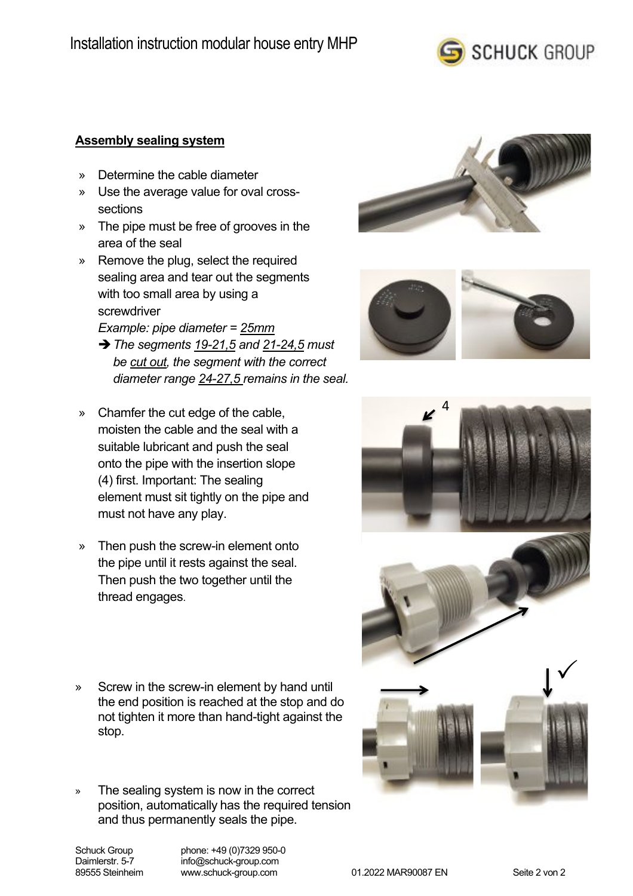## Assembly sealing system

- Determine the cable diameter
- Use the average value for oval cross-sections
- The pipe must be free of grooves in the area of the seal
- Remove the plug, select the required sealing area and tear out the segments with too small area by using a screwdriver

  *Example: pipe diameter = 25mm*

  *➔ The segments 19-21,5 and 21-24,5 must be cut out, the segment with the correct diameter range 24-27,5 remains in the seal.*

- Chamfer the cut edge of the cable, moisten the cable and the seal with a suitable lubricant and push the seal onto the pipe with the insertion slope (4) first. Important: The sealing element must sit tightly on the pipe and must not have any play.
- Then push the screw-in element onto the pipe until it rests against the seal. Then push the two together until the thread engages.
- Screw in the screw-in element by hand until the end position is reached at the stop and do not tighten it more than hand-tight against the stop.
- The sealing system is now in the correct position, automatically has the required tension and thus permanently seals the pipe.

Schuck Group
Daimlerstr. 5-7
89555 Steinheim

phone: +49 (0)7329 950-0
info@schuck-group.com
www.schuck-group.com

01.2022 MAR90087 EN